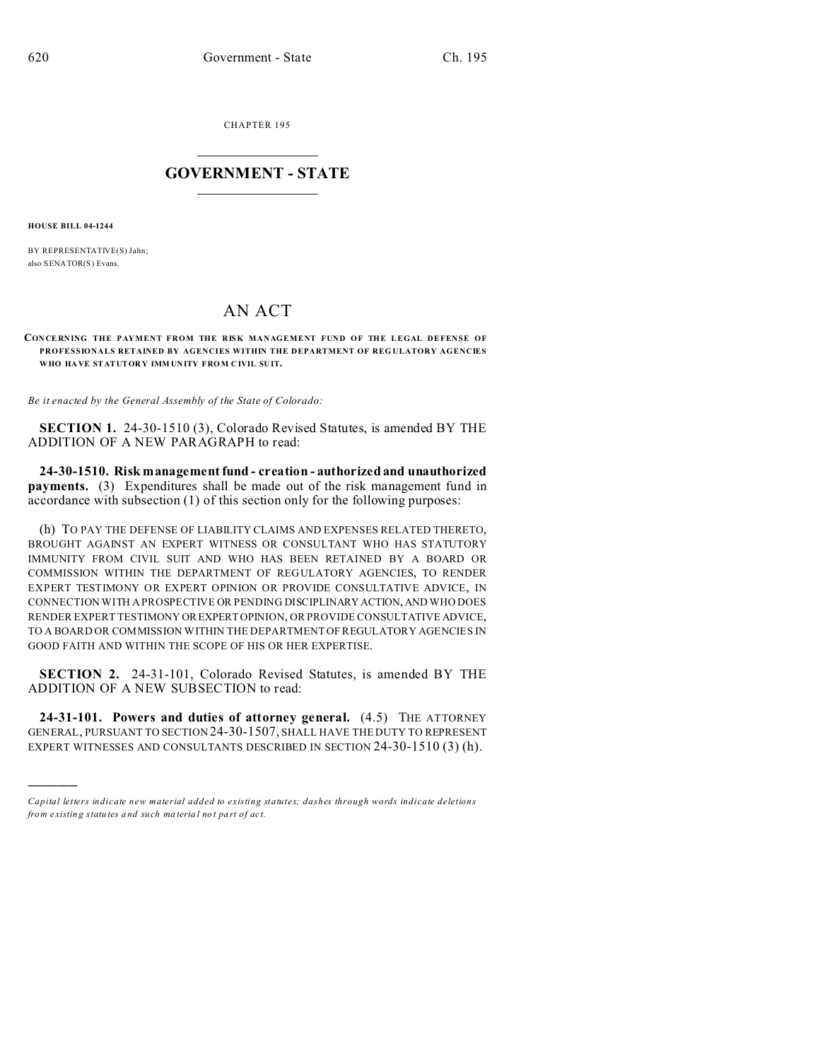CHAPTER 195

# GOVERNMENT - STATE

**HOUSE BILL 04-1244**

BY REPRESENTATIVE(S) Jahn;
also SENATOR(S) Evans.

# AN ACT

**CONCERNING THE PAYMENT FROM THE RISK MANAGEMENT FUND OF THE LEGAL DEFENSE OF PROFESSIONALS RETAINED BY AGENCIES WITHIN THE DEPARTMENT OF REGULATORY AGENCIES WHO HAVE STATUTORY IMMUNITY FROM CIVIL SUIT.**

*Be it enacted by the General Assembly of the State of Colorado:*

**SECTION 1.** 24-30-1510 (3), Colorado Revised Statutes, is amended BY THE ADDITION OF A NEW PARAGRAPH to read:

**24-30-1510. Risk management fund - creation - authorized and unauthorized payments.** (3) Expenditures shall be made out of the risk management fund in accordance with subsection (1) of this section only for the following purposes:

(h) TO PAY THE DEFENSE OF LIABILITY CLAIMS AND EXPENSES RELATED THERETO, BROUGHT AGAINST AN EXPERT WITNESS OR CONSULTANT WHO HAS STATUTORY IMMUNITY FROM CIVIL SUIT AND WHO HAS BEEN RETAINED BY A BOARD OR COMMISSION WITHIN THE DEPARTMENT OF REGULATORY AGENCIES, TO RENDER EXPERT TESTIMONY OR EXPERT OPINION OR PROVIDE CONSULTATIVE ADVICE, IN CONNECTION WITH A PROSPECTIVE OR PENDING DISCIPLINARY ACTION, AND WHO DOES RENDER EXPERT TESTIMONY OR EXPERT OPINION, OR PROVIDE CONSULTATIVE ADVICE, TO A BOARD OR COMMISSION WITHIN THE DEPARTMENT OF REGULATORY AGENCIES IN GOOD FAITH AND WITHIN THE SCOPE OF HIS OR HER EXPERTISE.

**SECTION 2.** 24-31-101, Colorado Revised Statutes, is amended BY THE ADDITION OF A NEW SUBSECTION to read:

**24-31-101. Powers and duties of attorney general.** (4.5) THE ATTORNEY GENERAL, PURSUANT TO SECTION 24-30-1507, SHALL HAVE THE DUTY TO REPRESENT EXPERT WITNESSES AND CONSULTANTS DESCRIBED IN SECTION 24-30-1510 (3) (h).

---

*Capital letters indicate new material added to existing statutes; dashes through words indicate deletions from existing statutes and such material not part of act.*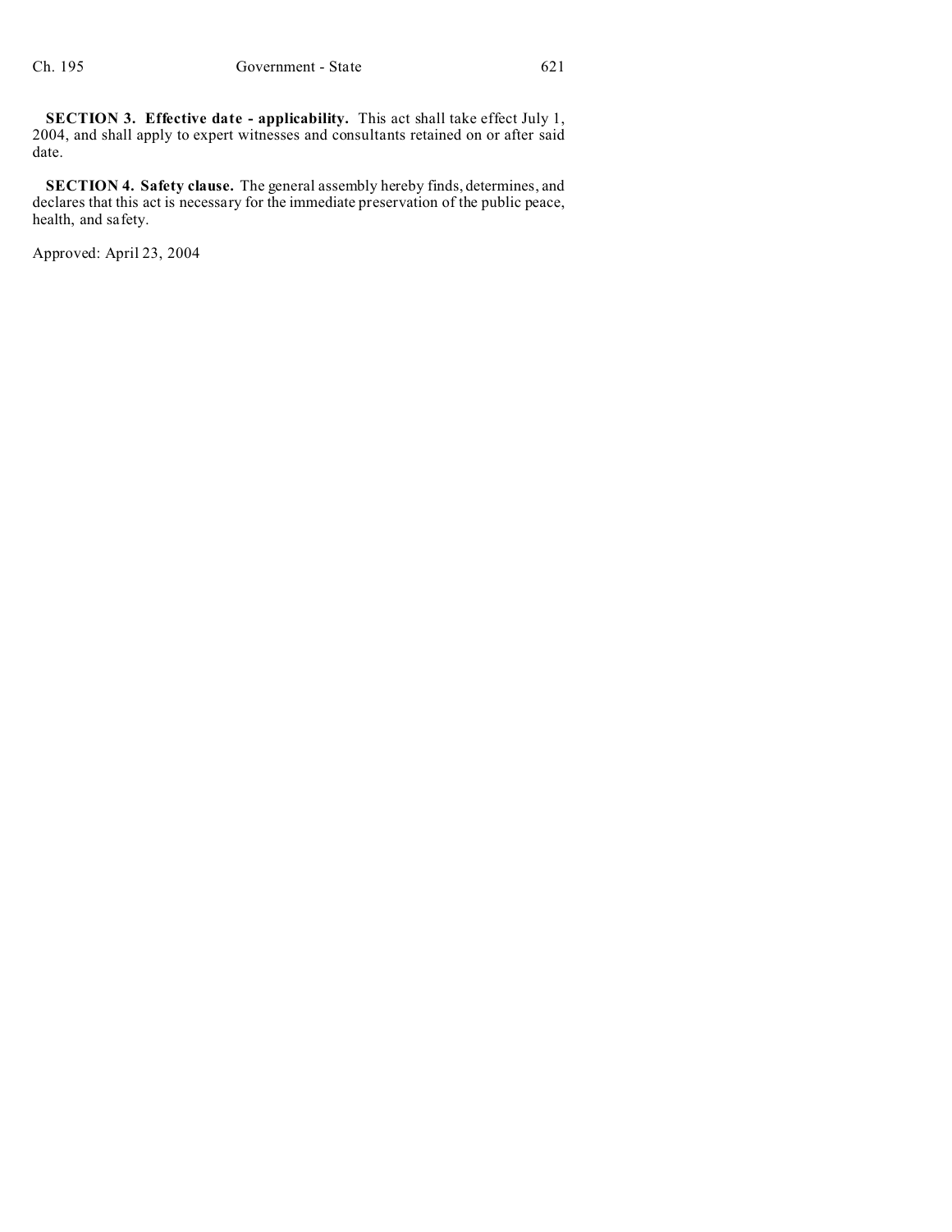**SECTION 3. Effective date - applicability.** This act shall take effect July 1, 2004, and shall apply to expert witnesses and consultants retained on or after said date.

**SECTION 4. Safety clause.** The general assembly hereby finds, determines, and declares that this act is necessary for the immediate preservation of the public peace, health, and safety.

Approved: April 23, 2004